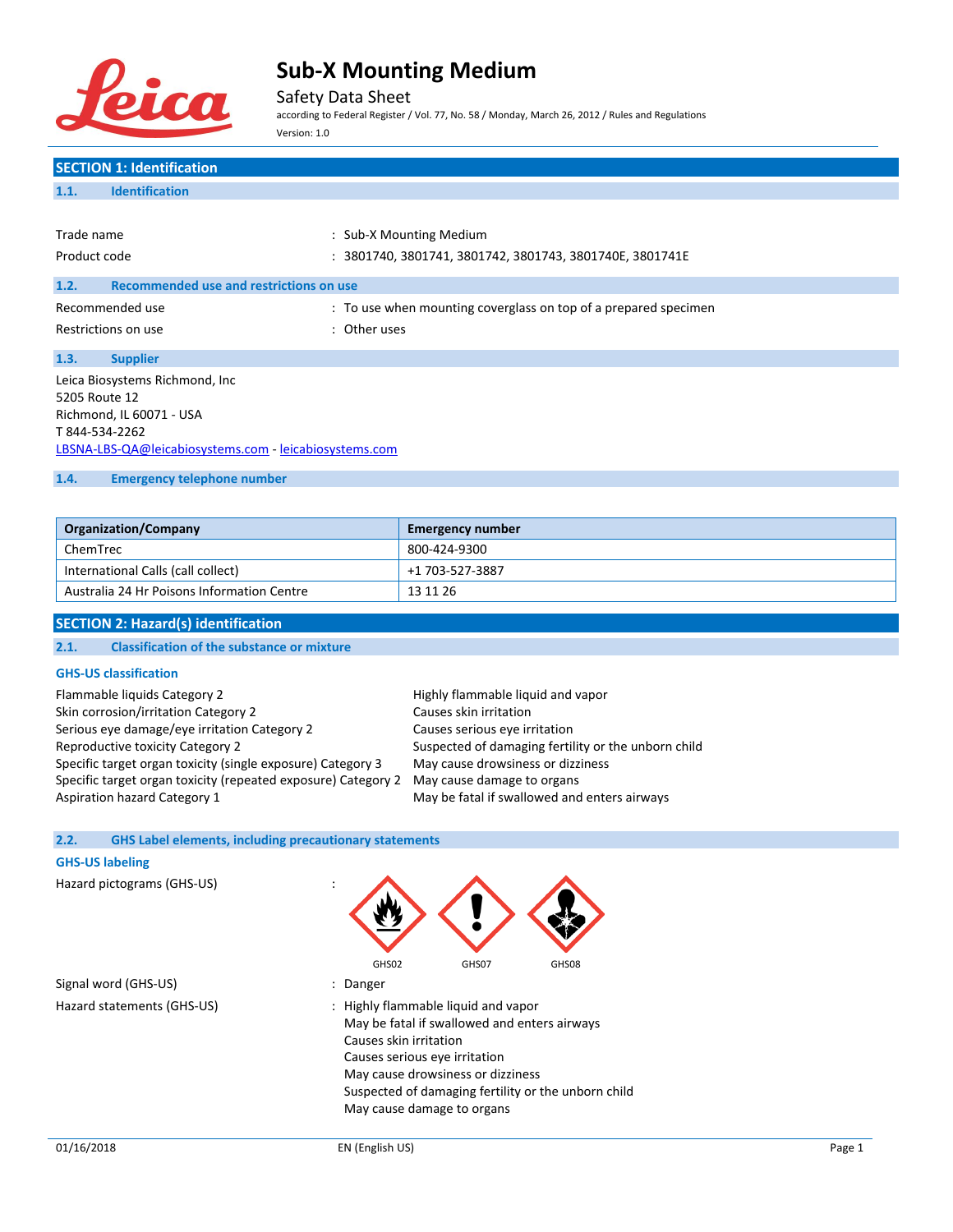# Sub-X Mounting Medium

Safety Data Sheet

according to Federal Register / Vol. 77, No. 58 / Monday, March 26, 2012 / Rules and Regulations

Version: 1.0

## SECTION 1: Identification

### 1.1. Identification

Trade name : Sub-X Mounting Medium

Product code : 3801740, 3801741, 3801742, 3801743, 3801740E, 3801741E

### 1.2. Recommended use and restrictions on use

Recommended use : To use when mounting coverglass on top of a prepared specimen

Restrictions on use : Other uses

### 1.3. Supplier

Leica Biosystems Richmond, Inc
5205 Route 12
Richmond, IL 60071 - USA
T 844-534-2262
LBSNA-LBS-QA@leicabiosystems.com - leicabiosystems.com

### 1.4. Emergency telephone number

| Organization/Company | Emergency number |
|---|---|
| ChemTrec | 800-424-9300 |
| International Calls (call collect) | +1 703-527-3887 |
| Australia 24 Hr Poisons Information Centre | 13 11 26 |

## SECTION 2: Hazard(s) identification

### 2.1. Classification of the substance or mixture

**GHS-US classification**

| | |
|---|---|
| Flammable liquids Category 2 | Highly flammable liquid and vapor |
| Skin corrosion/irritation Category 2 | Causes skin irritation |
| Serious eye damage/eye irritation Category 2 | Causes serious eye irritation |
| Reproductive toxicity Category 2 | Suspected of damaging fertility or the unborn child |
| Specific target organ toxicity (single exposure) Category 3 | May cause drowsiness or dizziness |
| Specific target organ toxicity (repeated exposure) Category 2 | May cause damage to organs |
| Aspiration hazard Category 1 | May be fatal if swallowed and enters airways |

### 2.2. GHS Label elements, including precautionary statements

**GHS-US labeling**

Hazard pictograms (GHS-US) : GHS02 GHS07 GHS08

Signal word (GHS-US) : Danger

Hazard statements (GHS-US) : Highly flammable liquid and vapor
May be fatal if swallowed and enters airways
Causes skin irritation
Causes serious eye irritation
May cause drowsiness or dizziness
Suspected of damaging fertility or the unborn child
May cause damage to organs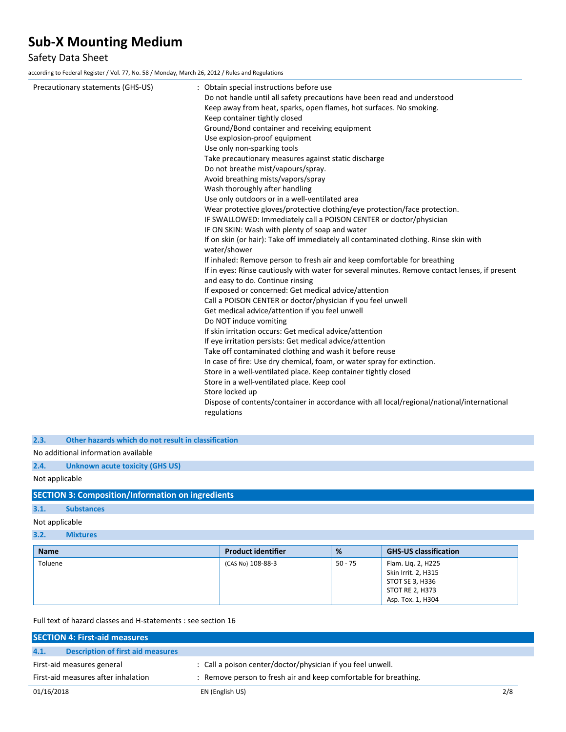Precautionary statements (GHS-US) : Obtain special instructions before use
Do not handle until all safety precautions have been read and understood
Keep away from heat, sparks, open flames, hot surfaces. No smoking.
Keep container tightly closed
Ground/Bond container and receiving equipment
Use explosion-proof equipment
Use only non-sparking tools
Take precautionary measures against static discharge
Do not breathe mist/vapours/spray.
Avoid breathing mists/vapors/spray
Wash thoroughly after handling
Use only outdoors or in a well-ventilated area
Wear protective gloves/protective clothing/eye protection/face protection.
IF SWALLOWED: Immediately call a POISON CENTER or doctor/physician
IF ON SKIN: Wash with plenty of soap and water
If on skin (or hair): Take off immediately all contaminated clothing. Rinse skin with water/shower
If inhaled: Remove person to fresh air and keep comfortable for breathing
If in eyes: Rinse cautiously with water for several minutes. Remove contact lenses, if present and easy to do. Continue rinsing
If exposed or concerned: Get medical advice/attention
Call a POISON CENTER or doctor/physician if you feel unwell
Get medical advice/attention if you feel unwell
Do NOT induce vomiting
If skin irritation occurs: Get medical advice/attention
If eye irritation persists: Get medical advice/attention
Take off contaminated clothing and wash it before reuse
In case of fire: Use dry chemical, foam, or water spray for extinction.
Store in a well-ventilated place. Keep container tightly closed
Store in a well-ventilated place. Keep cool
Store locked up
Dispose of contents/container in accordance with all local/regional/national/international regulations

### 2.3. Other hazards which do not result in classification

No additional information available

### 2.4. Unknown acute toxicity (GHS US)

Not applicable

## SECTION 3: Composition/Information on ingredients

### 3.1. Substances

Not applicable

### 3.2. Mixtures

| Name | Product identifier | % | GHS-US classification |
|---|---|---|---|
| Toluene | (CAS No) 108-88-3 | 50 - 75 | Flam. Liq. 2, H225<br>Skin Irrit. 2, H315<br>STOT SE 3, H336<br>STOT RE 2, H373<br>Asp. Tox. 1, H304 |

Full text of hazard classes and H-statements : see section 16

## SECTION 4: First-aid measures

### 4.1. Description of first aid measures

First-aid measures general : Call a poison center/doctor/physician if you feel unwell.

First-aid measures after inhalation : Remove person to fresh air and keep comfortable for breathing.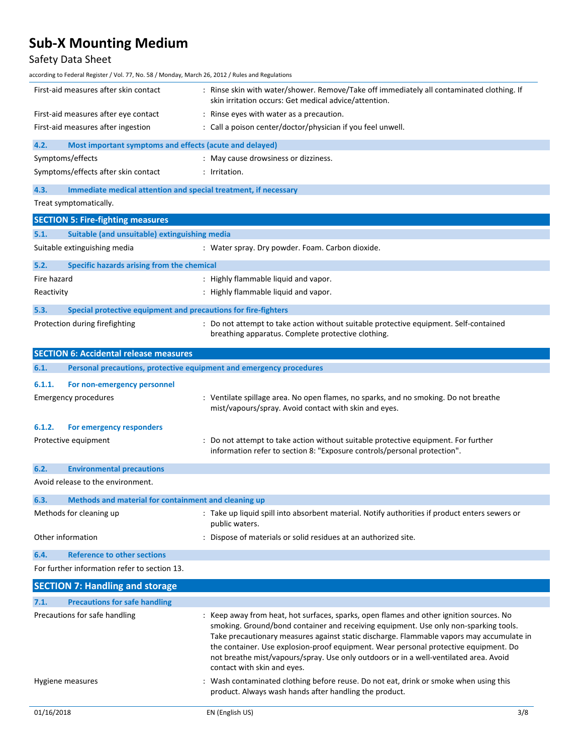First-aid measures after skin contact : Rinse skin with water/shower. Remove/Take off immediately all contaminated clothing. If skin irritation occurs: Get medical advice/attention.

First-aid measures after eye contact : Rinse eyes with water as a precaution.

First-aid measures after ingestion : Call a poison center/doctor/physician if you feel unwell.

### 4.2. Most important symptoms and effects (acute and delayed)

Symptoms/effects : May cause drowsiness or dizziness.

Symptoms/effects after skin contact : Irritation.

### 4.3. Immediate medical attention and special treatment, if necessary

Treat symptomatically.

## SECTION 5: Fire-fighting measures

### 5.1. Suitable (and unsuitable) extinguishing media

Suitable extinguishing media : Water spray. Dry powder. Foam. Carbon dioxide.

### 5.2. Specific hazards arising from the chemical

Fire hazard : Highly flammable liquid and vapor.

Reactivity : Highly flammable liquid and vapor.

### 5.3. Special protective equipment and precautions for fire-fighters

Protection during firefighting : Do not attempt to take action without suitable protective equipment. Self-contained breathing apparatus. Complete protective clothing.

## SECTION 6: Accidental release measures

### 6.1. Personal precautions, protective equipment and emergency procedures

#### 6.1.1. For non-emergency personnel

Emergency procedures : Ventilate spillage area. No open flames, no sparks, and no smoking. Do not breathe mist/vapours/spray. Avoid contact with skin and eyes.

#### 6.1.2. For emergency responders

Protective equipment : Do not attempt to take action without suitable protective equipment. For further information refer to section 8: "Exposure controls/personal protection".

### 6.2. Environmental precautions

Avoid release to the environment.

### 6.3. Methods and material for containment and cleaning up

Methods for cleaning up : Take up liquid spill into absorbent material. Notify authorities if product enters sewers or public waters.

Other information : Dispose of materials or solid residues at an authorized site.

### 6.4. Reference to other sections

For further information refer to section 13.

## SECTION 7: Handling and storage

### 7.1. Precautions for safe handling

Precautions for safe handling : Keep away from heat, hot surfaces, sparks, open flames and other ignition sources. No smoking. Ground/bond container and receiving equipment. Use only non-sparking tools. Take precautionary measures against static discharge. Flammable vapors may accumulate in the container. Use explosion-proof equipment. Wear personal protective equipment. Do not breathe mist/vapours/spray. Use only outdoors or in a well-ventilated area. Avoid contact with skin and eyes.

Hygiene measures : Wash contaminated clothing before reuse. Do not eat, drink or smoke when using this product. Always wash hands after handling the product.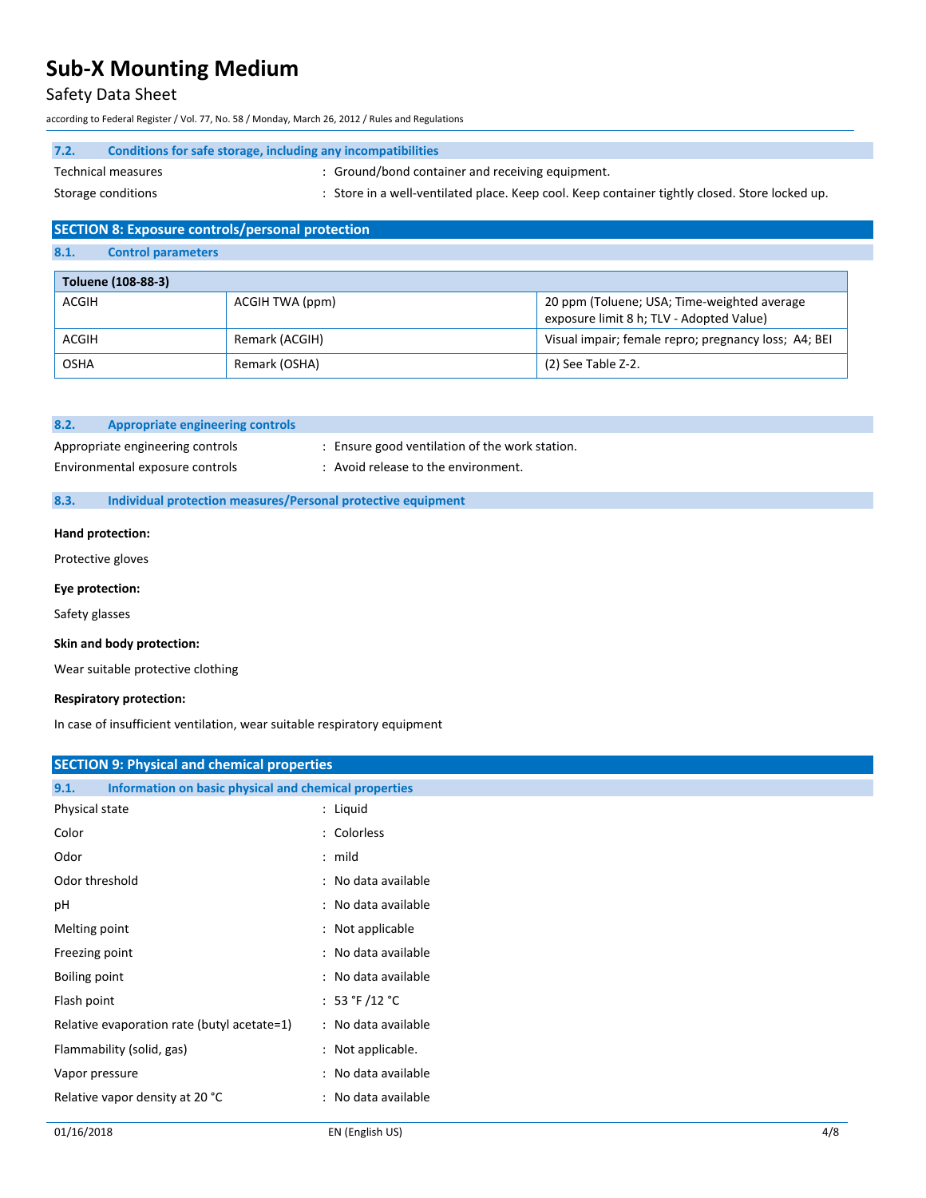### 7.2. Conditions for safe storage, including any incompatibilities

Technical measures : Ground/bond container and receiving equipment.

Storage conditions : Store in a well-ventilated place. Keep cool. Keep container tightly closed. Store locked up.

## SECTION 8: Exposure controls/personal protection

### 8.1. Control parameters

| Toluene (108-88-3) | | |
|---|---|---|
| ACGIH | ACGIH TWA (ppm) | 20 ppm (Toluene; USA; Time-weighted average exposure limit 8 h; TLV - Adopted Value) |
| ACGIH | Remark (ACGIH) | Visual impair; female repro; pregnancy loss; A4; BEI |
| OSHA | Remark (OSHA) | (2) See Table Z-2. |

### 8.2. Appropriate engineering controls

Appropriate engineering controls : Ensure good ventilation of the work station.

Environmental exposure controls : Avoid release to the environment.

### 8.3. Individual protection measures/Personal protective equipment

**Hand protection:**

Protective gloves

**Eye protection:**

Safety glasses

**Skin and body protection:**

Wear suitable protective clothing

**Respiratory protection:**

In case of insufficient ventilation, wear suitable respiratory equipment

## SECTION 9: Physical and chemical properties

### 9.1. Information on basic physical and chemical properties

Physical state : Liquid

Color : Colorless

Odor : mild

Odor threshold : No data available

pH : No data available

Melting point : Not applicable

Freezing point : No data available

Boiling point : No data available

Flash point : 53 °F /12 °C

Relative evaporation rate (butyl acetate=1) : No data available

Flammability (solid, gas) : Not applicable.

Vapor pressure : No data available

Relative vapor density at 20 °C : No data available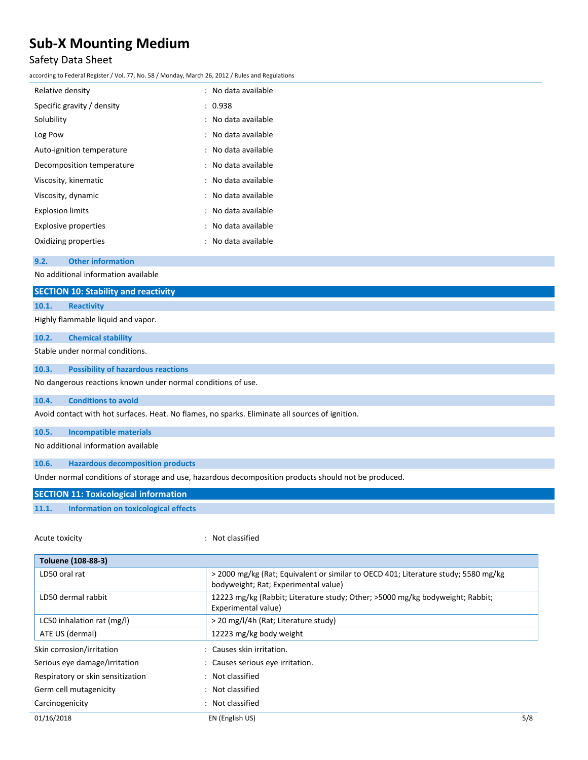| | |
|---|---|
| Relative density | : No data available |
| Specific gravity / density | : 0.938 |
| Solubility | : No data available |
| Log Pow | : No data available |
| Auto-ignition temperature | : No data available |
| Decomposition temperature | : No data available |
| Viscosity, kinematic | : No data available |
| Viscosity, dynamic | : No data available |
| Explosion limits | : No data available |
| Explosive properties | : No data available |
| Oxidizing properties | : No data available |

### 9.2. Other information

No additional information available

## SECTION 10: Stability and reactivity

### 10.1. Reactivity

Highly flammable liquid and vapor.

### 10.2. Chemical stability

Stable under normal conditions.

### 10.3. Possibility of hazardous reactions

No dangerous reactions known under normal conditions of use.

### 10.4. Conditions to avoid

Avoid contact with hot surfaces. Heat. No flames, no sparks. Eliminate all sources of ignition.

### 10.5. Incompatible materials

No additional information available

### 10.6. Hazardous decomposition products

Under normal conditions of storage and use, hazardous decomposition products should not be produced.

## SECTION 11: Toxicological information

### 11.1. Information on toxicological effects

Acute toxicity : Not classified

| Toluene (108-88-3) | |
|---|---|
| LD50 oral rat | > 2000 mg/kg (Rat; Equivalent or similar to OECD 401; Literature study; 5580 mg/kg bodyweight; Rat; Experimental value) |
| LD50 dermal rabbit | 12223 mg/kg (Rabbit; Literature study; Other; >5000 mg/kg bodyweight; Rabbit; Experimental value) |
| LC50 inhalation rat (mg/l) | > 20 mg/l/4h (Rat; Literature study) |
| ATE US (dermal) | 12223 mg/kg body weight |

| | |
|---|---|
| Skin corrosion/irritation | : Causes skin irritation. |
| Serious eye damage/irritation | : Causes serious eye irritation. |
| Respiratory or skin sensitization | : Not classified |
| Germ cell mutagenicity | : Not classified |
| Carcinogenicity | : Not classified |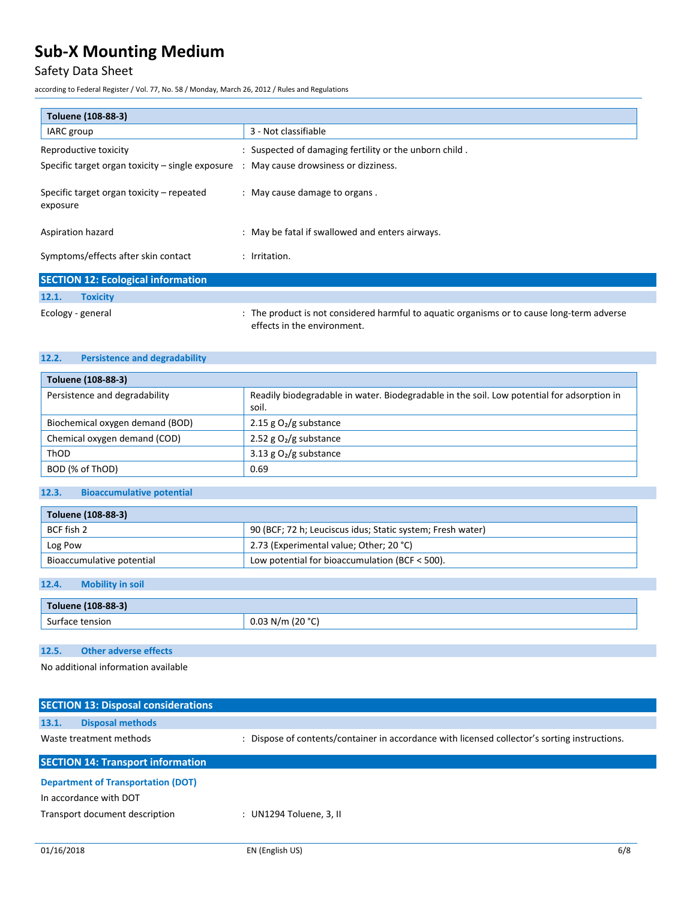| Toluene (108-88-3) | |
|---|---|
| IARC group | 3 - Not classifiable |

Reproductive toxicity : Suspected of damaging fertility or the unborn child .

Specific target organ toxicity – single exposure : May cause drowsiness or dizziness.

Specific target organ toxicity – repeated exposure : May cause damage to organs .

Aspiration hazard : May be fatal if swallowed and enters airways.

Symptoms/effects after skin contact : Irritation.

## SECTION 12: Ecological information

### 12.1. Toxicity

Ecology - general : The product is not considered harmful to aquatic organisms or to cause long-term adverse effects in the environment.

### 12.2. Persistence and degradability

| Toluene (108-88-3) | |
|---|---|
| Persistence and degradability | Readily biodegradable in water. Biodegradable in the soil. Low potential for adsorption in soil. |
| Biochemical oxygen demand (BOD) | 2.15 g $O_2$/g substance |
| Chemical oxygen demand (COD) | 2.52 g $O_2$/g substance |
| ThOD | 3.13 g $O_2$/g substance |
| BOD (% of ThOD) | 0.69 |

### 12.3. Bioaccumulative potential

| Toluene (108-88-3) | |
|---|---|
| BCF fish 2 | 90 (BCF; 72 h; Leuciscus idus; Static system; Fresh water) |
| Log Pow | 2.73 (Experimental value; Other; 20 °C) |
| Bioaccumulative potential | Low potential for bioaccumulation (BCF < 500). |

### 12.4. Mobility in soil

| Toluene (108-88-3) | |
|---|---|
| Surface tension | 0.03 N/m (20 °C) |

### 12.5. Other adverse effects

No additional information available

## SECTION 13: Disposal considerations

### 13.1. Disposal methods

Waste treatment methods : Dispose of contents/container in accordance with licensed collector's sorting instructions.

## SECTION 14: Transport information

**Department of Transportation (DOT)**

In accordance with DOT

Transport document description : UN1294 Toluene, 3, II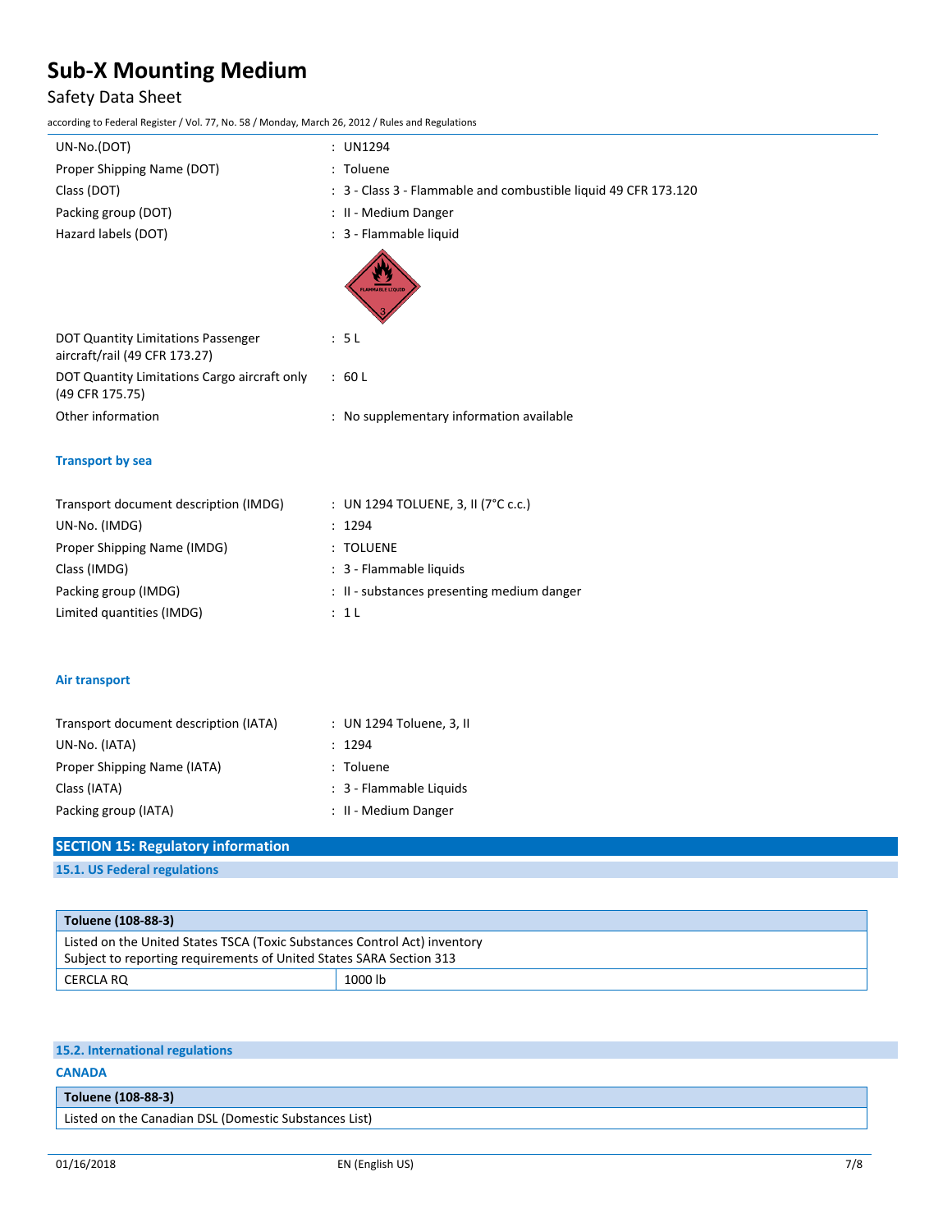| | |
|---|---|
| UN-No.(DOT) | : UN1294 |
| Proper Shipping Name (DOT) | : Toluene |
| Class (DOT) | : 3 - Class 3 - Flammable and combustible liquid 49 CFR 173.120 |
| Packing group (DOT) | : II - Medium Danger |
| Hazard labels (DOT) | : 3 - Flammable liquid |
| DOT Quantity Limitations Passenger aircraft/rail (49 CFR 173.27) | : 5 L |
| DOT Quantity Limitations Cargo aircraft only (49 CFR 175.75) | : 60 L |
| Other information | : No supplementary information available |

### Transport by sea

| | |
|---|---|
| Transport document description (IMDG) | : UN 1294 TOLUENE, 3, II (7°C c.c.) |
| UN-No. (IMDG) | : 1294 |
| Proper Shipping Name (IMDG) | : TOLUENE |
| Class (IMDG) | : 3 - Flammable liquids |
| Packing group (IMDG) | : II - substances presenting medium danger |
| Limited quantities (IMDG) | : 1 L |

### Air transport

| | |
|---|---|
| Transport document description (IATA) | : UN 1294 Toluene, 3, II |
| UN-No. (IATA) | : 1294 |
| Proper Shipping Name (IATA) | : Toluene |
| Class (IATA) | : 3 - Flammable Liquids |
| Packing group (IATA) | : II - Medium Danger |

## SECTION 15: Regulatory information

### 15.1. US Federal regulations

| Toluene (108-88-3) | |
|---|---|
| Listed on the United States TSCA (Toxic Substances Control Act) inventory<br>Subject to reporting requirements of United States SARA Section 313 | |
| CERCLA RQ | 1000 lb |

### 15.2. International regulations

**CANADA**

| Toluene (108-88-3) |
|---|
| Listed on the Canadian DSL (Domestic Substances List) |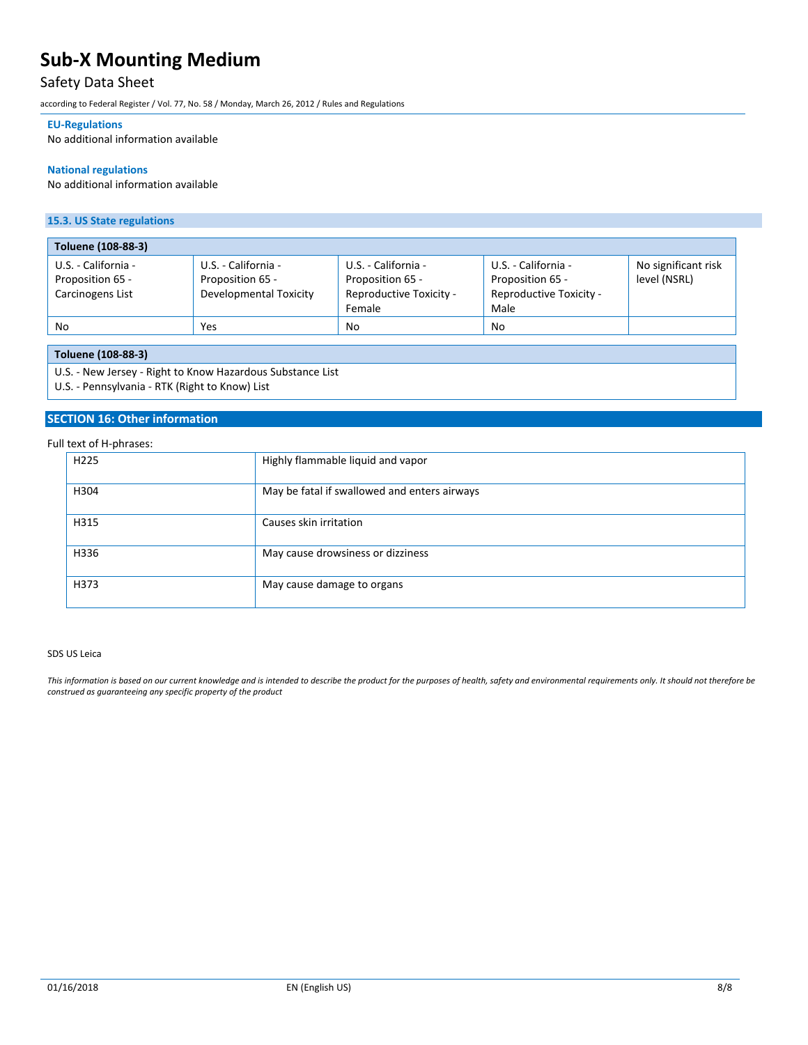#### EU-Regulations

No additional information available

#### National regulations

No additional information available

### 15.3. US State regulations

| Toluene (108-88-3) | | | | |
|---|---|---|---|---|
| U.S. - California - Proposition 65 - Carcinogens List | U.S. - California - Proposition 65 - Developmental Toxicity | U.S. - California - Proposition 65 - Reproductive Toxicity - Female | U.S. - California - Proposition 65 - Reproductive Toxicity - Male | No significant risk level (NSRL) |
| No | Yes | No | No | |

| Toluene (108-88-3) |
|---|
| U.S. - New Jersey - Right to Know Hazardous Substance List<br>U.S. - Pennsylvania - RTK (Right to Know) List |

## SECTION 16: Other information

Full text of H-phrases:

| | |
|---|---|
| H225 | Highly flammable liquid and vapor |
| H304 | May be fatal if swallowed and enters airways |
| H315 | Causes skin irritation |
| H336 | May cause drowsiness or dizziness |
| H373 | May cause damage to organs |

SDS US Leica

*This information is based on our current knowledge and is intended to describe the product for the purposes of health, safety and environmental requirements only. It should not therefore be construed as guaranteeing any specific property of the product*